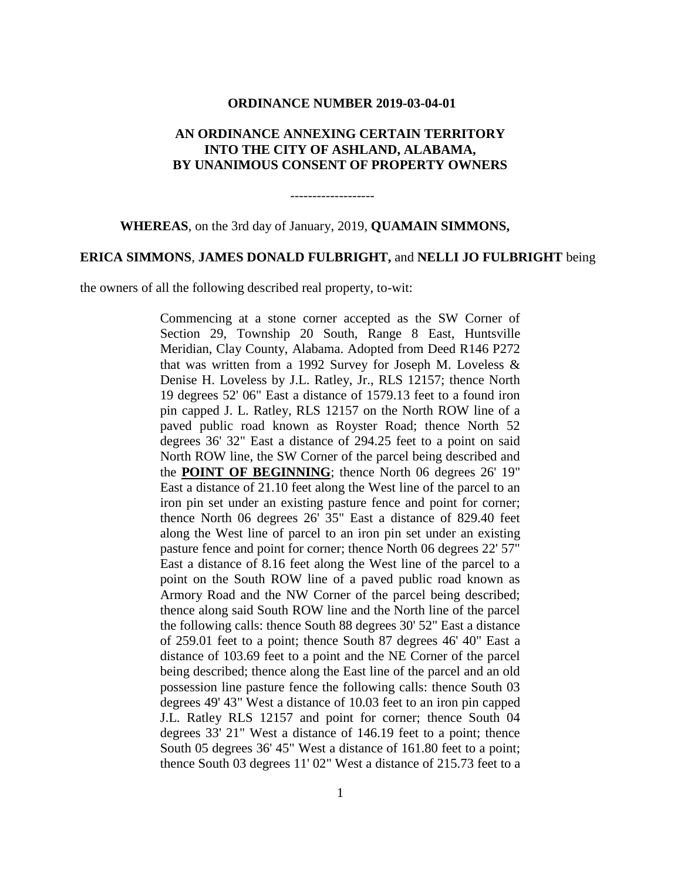**ORDINANCE NUMBER 2019-03-04-01**

**AN ORDINANCE ANNEXING CERTAIN TERRITORY INTO THE CITY OF ASHLAND, ALABAMA, BY UNANIMOUS CONSENT OF PROPERTY OWNERS**

-------------------

**WHEREAS**, on the 3rd day of January, 2019, **QUAMAIN SIMMONS, ERICA SIMMONS**, **JAMES DONALD FULBRIGHT,** and **NELLI JO FULBRIGHT** being the owners of all the following described real property, to-wit:

> Commencing at a stone corner accepted as the SW Corner of Section 29, Township 20 South, Range 8 East, Huntsville Meridian, Clay County, Alabama. Adopted from Deed R146 P272 that was written from a 1992 Survey for Joseph M. Loveless & Denise H. Loveless by J.L. Ratley, Jr., RLS 12157; thence North 19 degrees 52' 06" East a distance of 1579.13 feet to a found iron pin capped J. L. Ratley, RLS 12157 on the North ROW line of a paved public road known as Royster Road; thence North 52 degrees 36' 32" East a distance of 294.25 feet to a point on said North ROW line, the SW Corner of the parcel being described and the **POINT OF BEGINNING**; thence North 06 degrees 26' 19" East a distance of 21.10 feet along the West line of the parcel to an iron pin set under an existing pasture fence and point for corner; thence North 06 degrees 26' 35" East a distance of 829.40 feet along the West line of parcel to an iron pin set under an existing pasture fence and point for corner; thence North 06 degrees 22' 57" East a distance of 8.16 feet along the West line of the parcel to a point on the South ROW line of a paved public road known as Armory Road and the NW Corner of the parcel being described; thence along said South ROW line and the North line of the parcel the following calls: thence South 88 degrees 30' 52" East a distance of 259.01 feet to a point; thence South 87 degrees 46' 40" East a distance of 103.69 feet to a point and the NE Corner of the parcel being described; thence along the East line of the parcel and an old possession line pasture fence the following calls: thence South 03 degrees 49' 43" West a distance of 10.03 feet to an iron pin capped J.L. Ratley RLS 12157 and point for corner; thence South 04 degrees 33' 21" West a distance of 146.19 feet to a point; thence South 05 degrees 36' 45" West a distance of 161.80 feet to a point; thence South 03 degrees 11' 02" West a distance of 215.73 feet to a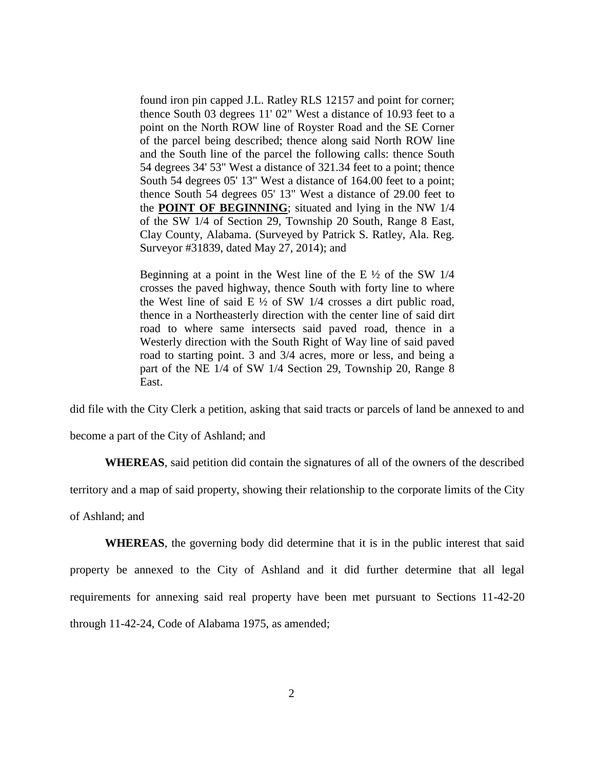found iron pin capped J.L. Ratley RLS 12157 and point for corner; thence South 03 degrees 11' 02" West a distance of 10.93 feet to a point on the North ROW line of Royster Road and the SE Corner of the parcel being described; thence along said North ROW line and the South line of the parcel the following calls: thence South 54 degrees 34' 53" West a distance of 321.34 feet to a point; thence South 54 degrees 05' 13" West a distance of 164.00 feet to a point; thence South 54 degrees 05' 13" West a distance of 29.00 feet to the **POINT OF BEGINNING**; situated and lying in the NW 1/4 of the SW 1/4 of Section 29, Township 20 South, Range 8 East, Clay County, Alabama. (Surveyed by Patrick S. Ratley, Ala. Reg. Surveyor #31839, dated May 27, 2014); and

Beginning at a point in the West line of the E ½ of the SW 1/4 crosses the paved highway, thence South with forty line to where the West line of said E ½ of SW 1/4 crosses a dirt public road, thence in a Northeasterly direction with the center line of said dirt road to where same intersects said paved road, thence in a Westerly direction with the South Right of Way line of said paved road to starting point. 3 and 3/4 acres, more or less, and being a part of the NE 1/4 of SW 1/4 Section 29, Township 20, Range 8 East.

did file with the City Clerk a petition, asking that said tracts or parcels of land be annexed to and become a part of the City of Ashland; and

**WHEREAS**, said petition did contain the signatures of all of the owners of the described territory and a map of said property, showing their relationship to the corporate limits of the City of Ashland; and

**WHEREAS**, the governing body did determine that it is in the public interest that said property be annexed to the City of Ashland and it did further determine that all legal requirements for annexing said real property have been met pursuant to Sections 11-42-20 through 11-42-24, Code of Alabama 1975, as amended;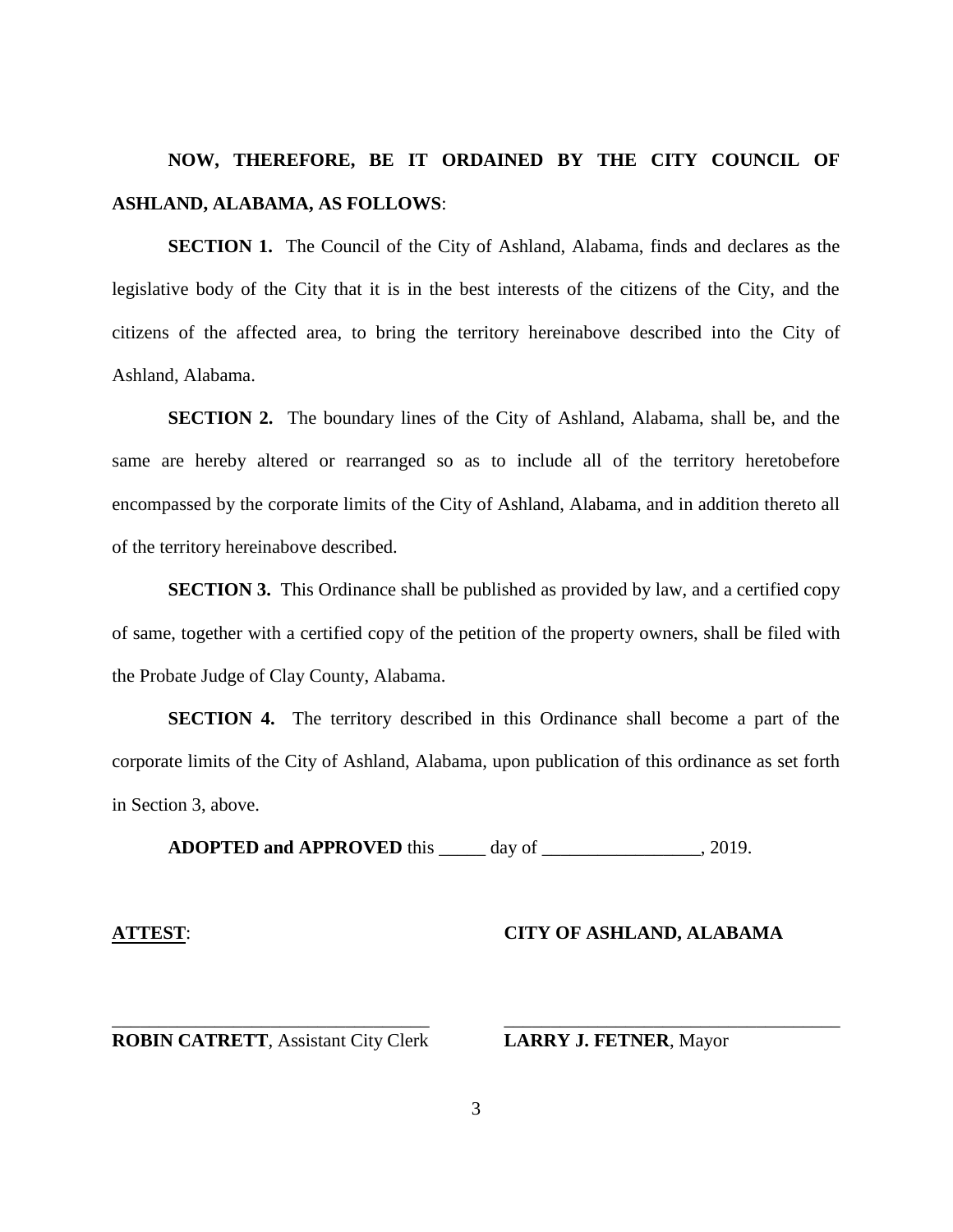**NOW, THEREFORE, BE IT ORDAINED BY THE CITY COUNCIL OF ASHLAND, ALABAMA, AS FOLLOWS**:

**SECTION 1.** The Council of the City of Ashland, Alabama, finds and declares as the legislative body of the City that it is in the best interests of the citizens of the City, and the citizens of the affected area, to bring the territory hereinabove described into the City of Ashland, Alabama.

**SECTION 2.** The boundary lines of the City of Ashland, Alabama, shall be, and the same are hereby altered or rearranged so as to include all of the territory heretobefore encompassed by the corporate limits of the City of Ashland, Alabama, and in addition thereto all of the territory hereinabove described.

**SECTION 3.** This Ordinance shall be published as provided by law, and a certified copy of same, together with a certified copy of the petition of the property owners, shall be filed with the Probate Judge of Clay County, Alabama.

**SECTION 4.** The territory described in this Ordinance shall become a part of the corporate limits of the City of Ashland, Alabama, upon publication of this ordinance as set forth in Section 3, above.

**ADOPTED and APPROVED** this _____ day of _________________, 2019.

**ATTEST**:

**CITY OF ASHLAND, ALABAMA**

___________________________________
**ROBIN CATRETT**, Assistant City Clerk

___________________________________
**LARRY J. FETNER**, Mayor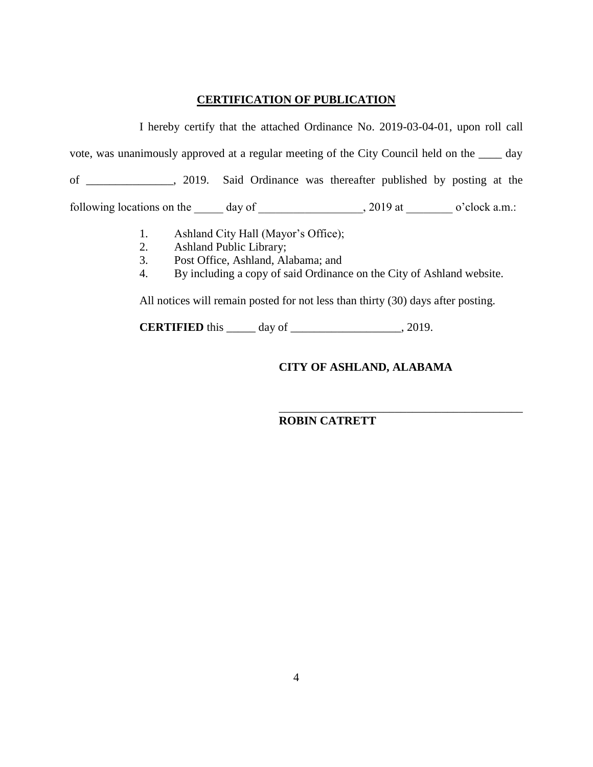## CERTIFICATION OF PUBLICATION

I hereby certify that the attached Ordinance No. 2019-03-04-01, upon roll call vote, was unanimously approved at a regular meeting of the City Council held on the ____ day of _______________, 2019. Said Ordinance was thereafter published by posting at the following locations on the _____ day of __________________, 2019 at ________ o'clock a.m.:

1. Ashland City Hall (Mayor's Office);
2. Ashland Public Library;
3. Post Office, Ashland, Alabama; and
4. By including a copy of said Ordinance on the City of Ashland website.

All notices will remain posted for not less than thirty (30) days after posting.

**CERTIFIED** this _____ day of ___________________, 2019.

**CITY OF ASHLAND, ALABAMA**

____________________________________________

**ROBIN CATRETT**